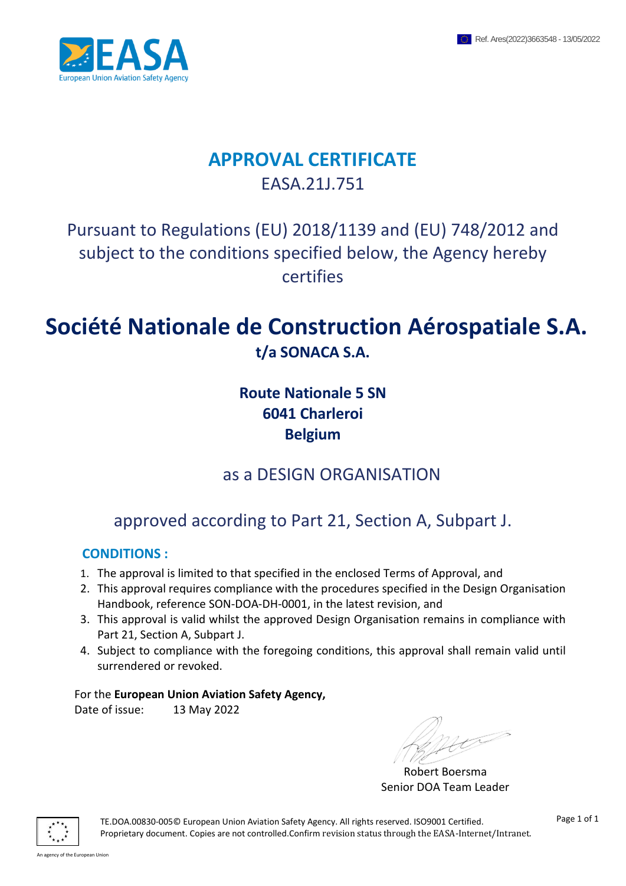Ref. Ares(2022)3663548 - 13/05/2022

EASA
European Union Aviation Safety Agency

# APPROVAL CERTIFICATE

EASA.21J.751

Pursuant to Regulations (EU) 2018/1139 and (EU) 748/2012 and subject to the conditions specified below, the Agency hereby certifies

# Société Nationale de Construction Aérospatiale S.A.

**t/a SONACA S.A.**

**Route Nationale 5 SN**
**6041 Charleroi**
**Belgium**

as a DESIGN ORGANISATION

approved according to Part 21, Section A, Subpart J.

## CONDITIONS :

1. The approval is limited to that specified in the enclosed Terms of Approval, and
2. This approval requires compliance with the procedures specified in the Design Organisation Handbook, reference SON-DOA-DH-0001, in the latest revision, and
3. This approval is valid whilst the approved Design Organisation remains in compliance with Part 21, Section A, Subpart J.
4. Subject to compliance with the foregoing conditions, this approval shall remain valid until surrendered or revoked.

For the **European Union Aviation Safety Agency,**
Date of issue: 13 May 2022

Robert Boersma
Senior DOA Team Leader

TE.DOA.00830-005© European Union Aviation Safety Agency. All rights reserved. ISO9001 Certified.
Proprietary document. Copies are not controlled. Confirm revision status through the EASA-Internet/Intranet.

An agency of the European Union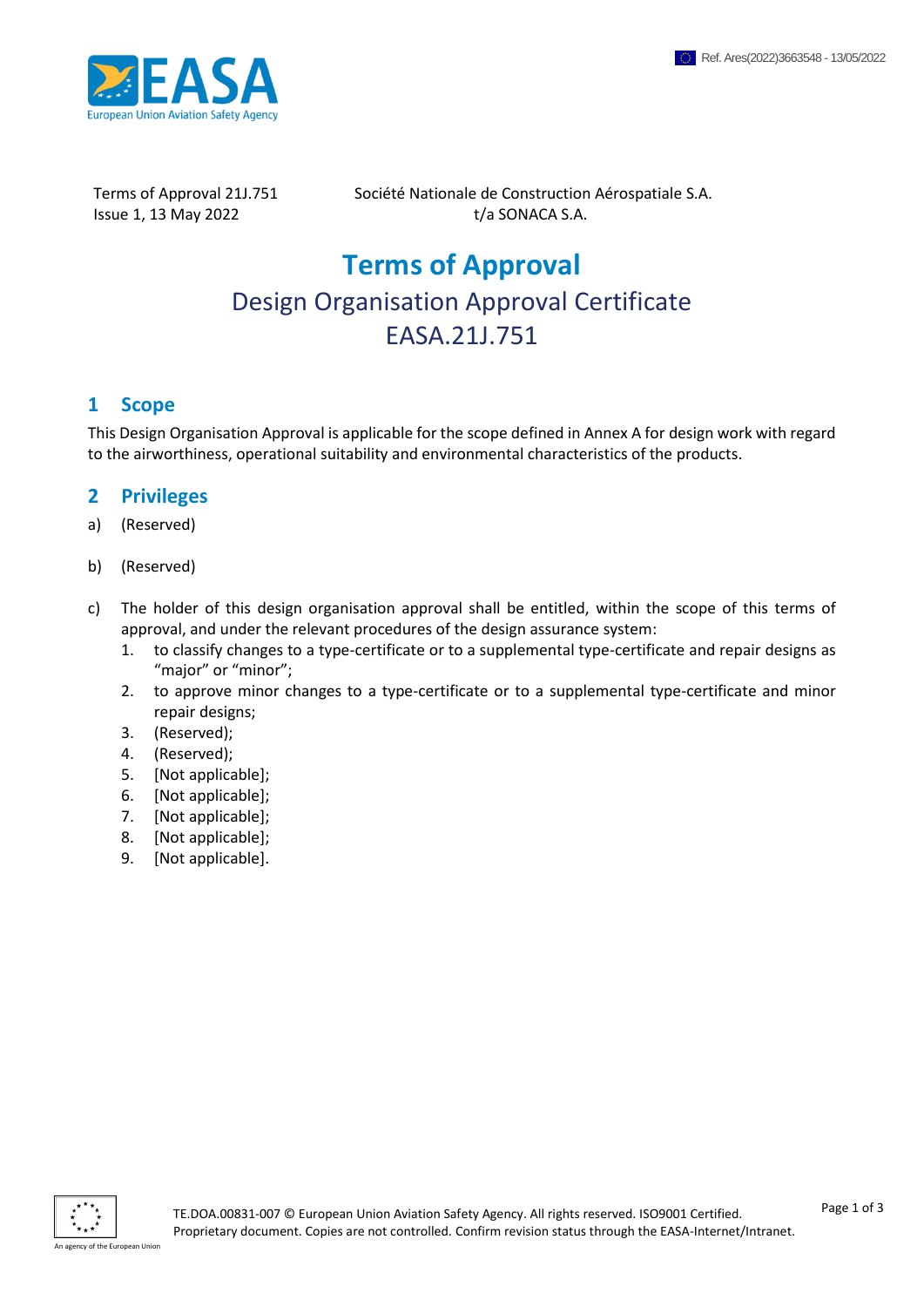Terms of Approval 21J.751
Issue 1, 13 May 2022

Société Nationale de Construction Aérospatiale S.A.
t/a SONACA S.A.

# Terms of Approval

## Design Organisation Approval Certificate
## EASA.21J.751

## 1 Scope

This Design Organisation Approval is applicable for the scope defined in Annex A for design work with regard to the airworthiness, operational suitability and environmental characteristics of the products.

## 2 Privileges

a) (Reserved)

b) (Reserved)

c) The holder of this design organisation approval shall be entitled, within the scope of this terms of approval, and under the relevant procedures of the design assurance system:
   1. to classify changes to a type-certificate or to a supplemental type-certificate and repair designs as "major" or "minor";
   2. to approve minor changes to a type-certificate or to a supplemental type-certificate and minor repair designs;
   3. (Reserved);
   4. (Reserved);
   5. [Not applicable];
   6. [Not applicable];
   7. [Not applicable];
   8. [Not applicable];
   9. [Not applicable].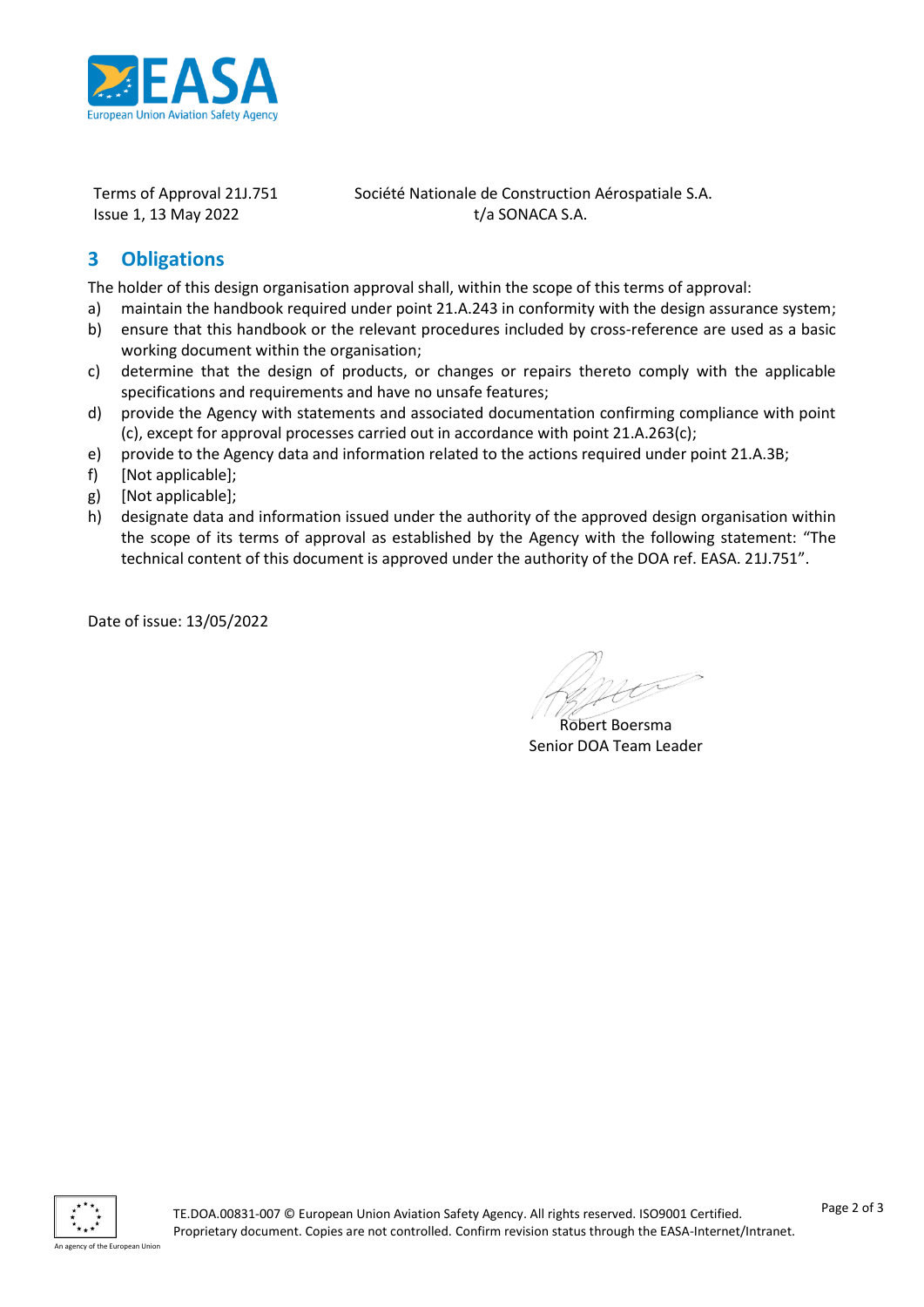Terms of Approval 21J.751
Issue 1, 13 May 2022

Société Nationale de Construction Aérospatiale S.A.
t/a SONACA S.A.

## 3 Obligations

The holder of this design organisation approval shall, within the scope of this terms of approval:

a) maintain the handbook required under point 21.A.243 in conformity with the design assurance system;
b) ensure that this handbook or the relevant procedures included by cross-reference are used as a basic working document within the organisation;
c) determine that the design of products, or changes or repairs thereto comply with the applicable specifications and requirements and have no unsafe features;
d) provide the Agency with statements and associated documentation confirming compliance with point (c), except for approval processes carried out in accordance with point 21.A.263(c);
e) provide to the Agency data and information related to the actions required under point 21.A.3B;
f) [Not applicable];
g) [Not applicable];
h) designate data and information issued under the authority of the approved design organisation within the scope of its terms of approval as established by the Agency with the following statement: "The technical content of this document is approved under the authority of the DOA ref. EASA. 21J.751".

Date of issue: 13/05/2022

Robert Boersma
Senior DOA Team Leader

TE.DOA.00831-007 © European Union Aviation Safety Agency. All rights reserved. ISO9001 Certified.
Proprietary document. Copies are not controlled. Confirm revision status through the EASA-Internet/Intranet.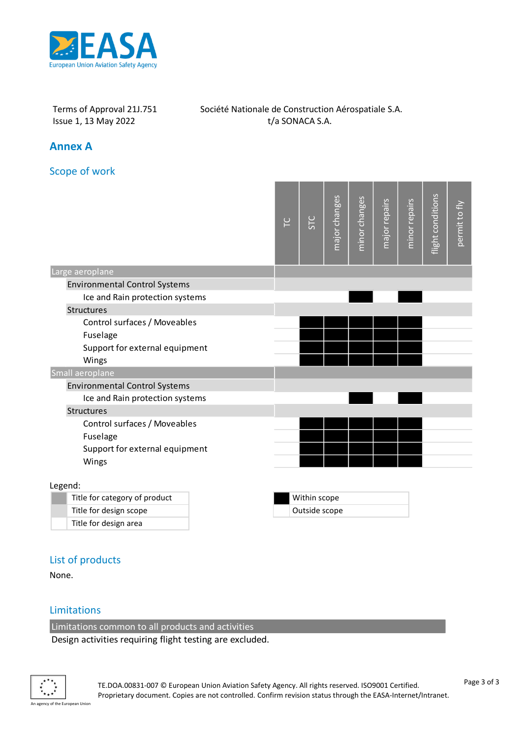## Annex A

### Scope of work

| | TC | STC | major changes | minor changes | major repairs | minor repairs | flight conditions | permit to fly |
|---|---|---|---|---|---|---|---|---|
| **Large aeroplane** | | | | | | | | |
| Environmental Control Systems | | | | | | | | |
| Ice and Rain protection systems | | | | ■ | | ■ | | |
| Structures | | | | | | | | |
| Control surfaces / Moveables | | ■ | ■ | ■ | ■ | ■ | | |
| Fuselage | | ■ | ■ | ■ | ■ | ■ | | |
| Support for external equipment | | ■ | ■ | ■ | ■ | ■ | | |
| Wings | | ■ | ■ | ■ | ■ | ■ | | |
| **Small aeroplane** | | | | | | | | |
| Environmental Control Systems | | | | | | | | |
| Ice and Rain protection systems | | | | ■ | | ■ | | |
| Structures | | | | | | | | |
| Control surfaces / Moveables | | ■ | ■ | ■ | ■ | ■ | | |
| Fuselage | | ■ | ■ | ■ | ■ | ■ | | |
| Support for external equipment | | ■ | ■ | ■ | ■ | ■ | | |
| Wings | | ■ | ■ | ■ | ■ | ■ | | |

Legend:

| | |
|---|---|
| (dark grey) | Title for category of product |
| (light grey) | Title for design scope |
| (white) | Title for design area |

| | |
|---|---|
| ■ | Within scope |
| (blank) | Outside scope |

### List of products

None.

### Limitations

| Limitations common to all products and activities |
|---|
| Design activities requiring flight testing are excluded. |